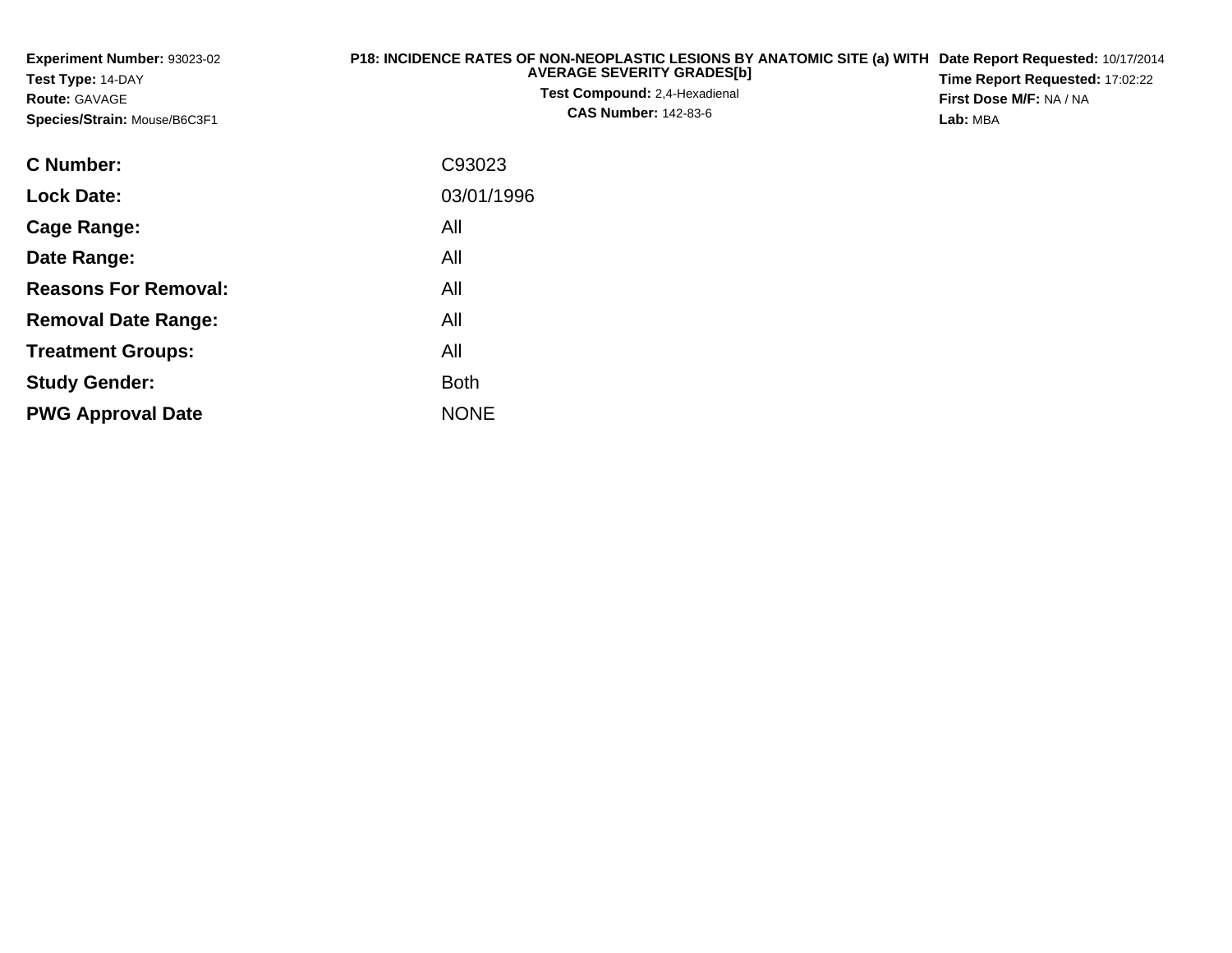**Experiment Number:** 93023-02
**Test Type:** 14-DAY
**Route:** GAVAGE
**Species/Strain:** Mouse/B6C3F1

**P18: INCIDENCE RATES OF NON-NEOPLASTIC LESIONS BY ANATOMIC SITE (a) WITH AVERAGE SEVERITY GRADES[b]**
**Test Compound:** 2,4-Hexadienal
**CAS Number:** 142-83-6

**Date Report Requested:** 10/17/2014
**Time Report Requested:** 17:02:22
**First Dose M/F:** NA / NA
**Lab:** MBA

| | |
|---|---|
| **C Number:** | C93023 |
| **Lock Date:** | 03/01/1996 |
| **Cage Range:** | All |
| **Date Range:** | All |
| **Reasons For Removal:** | All |
| **Removal Date Range:** | All |
| **Treatment Groups:** | All |
| **Study Gender:** | Both |
| **PWG Approval Date** | NONE |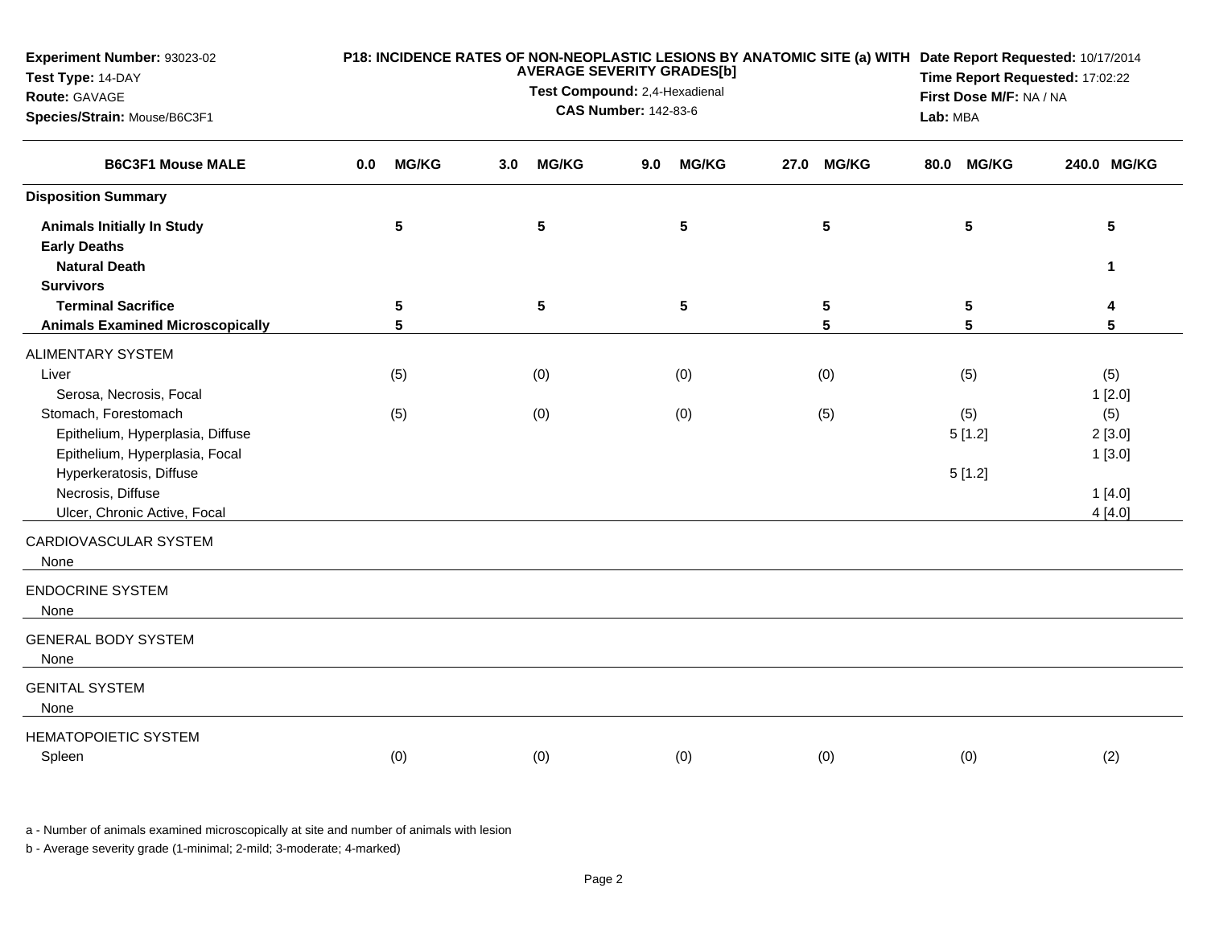**Experiment Number:** 93023-02
**Test Type:** 14-DAY
**Route:** GAVAGE
**Species/Strain:** Mouse/B6C3F1

**P18: INCIDENCE RATES OF NON-NEOPLASTIC LESIONS BY ANATOMIC SITE (a) WITH AVERAGE SEVERITY GRADES[b]**
**Test Compound:** 2,4-Hexadienal
**CAS Number:** 142-83-6

**Date Report Requested:** 10/17/2014
**Time Report Requested:** 17:02:22
**First Dose M/F:** NA / NA
**Lab:** MBA

| B6C3F1 Mouse MALE | 0.0 MG/KG | 3.0 MG/KG | 9.0 MG/KG | 27.0 MG/KG | 80.0 MG/KG | 240.0 MG/KG |
|---|---|---|---|---|---|---|
| **Disposition Summary** | | | | | | |
| **Animals Initially In Study** | 5 | 5 | 5 | 5 | 5 | 5 |
| **Early Deaths** | | | | | | |
| **Natural Death** | | | | | | 1 |
| **Survivors** | | | | | | |
| **Terminal Sacrifice** | 5 | 5 | 5 | 5 | 5 | 4 |
| **Animals Examined Microscopically** | 5 | | | 5 | 5 | 5 |
| ALIMENTARY SYSTEM | | | | | | |
| Liver | (5) | (0) | (0) | (0) | (5) | (5) |
| Serosa, Necrosis, Focal | | | | | | 1 [2.0] |
| Stomach, Forestomach | (5) | (0) | (0) | (5) | (5) | (5) |
| Epithelium, Hyperplasia, Diffuse | | | | | 5 [1.2] | 2 [3.0] |
| Epithelium, Hyperplasia, Focal | | | | | | 1 [3.0] |
| Hyperkeratosis, Diffuse | | | | | 5 [1.2] | |
| Necrosis, Diffuse | | | | | | 1 [4.0] |
| Ulcer, Chronic Active, Focal | | | | | | 4 [4.0] |
| CARDIOVASCULAR SYSTEM | | | | | | |
| None | | | | | | |
| ENDOCRINE SYSTEM | | | | | | |
| None | | | | | | |
| GENERAL BODY SYSTEM | | | | | | |
| None | | | | | | |
| GENITAL SYSTEM | | | | | | |
| None | | | | | | |
| HEMATOPOIETIC SYSTEM | | | | | | |
| Spleen | (0) | (0) | (0) | (0) | (0) | (2) |

a - Number of animals examined microscopically at site and number of animals with lesion

b - Average severity grade (1-minimal; 2-mild; 3-moderate; 4-marked)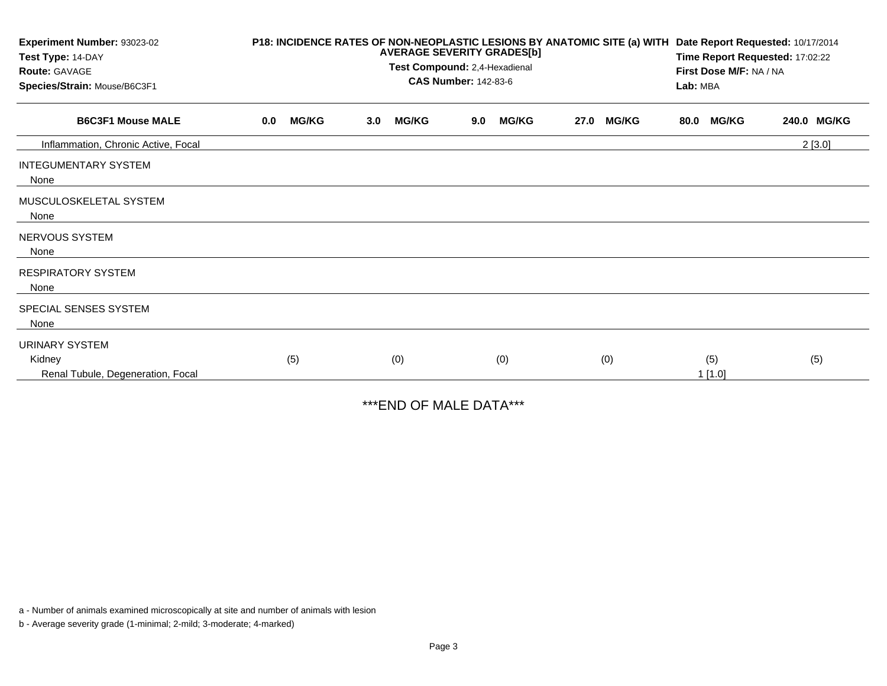**Experiment Number:** 93023-02
**Test Type:** 14-DAY
**Route:** GAVAGE
**Species/Strain:** Mouse/B6C3F1

**P18: INCIDENCE RATES OF NON-NEOPLASTIC LESIONS BY ANATOMIC SITE (a) WITH AVERAGE SEVERITY GRADES[b]**
**Test Compound:** 2,4-Hexadienal
**CAS Number:** 142-83-6

**Date Report Requested:** 10/17/2014
**Time Report Requested:** 17:02:22
**First Dose M/F:** NA / NA
**Lab:** MBA

| B6C3F1 Mouse MALE | 0.0 MG/KG | 3.0 MG/KG | 9.0 MG/KG | 27.0 MG/KG | 80.0 MG/KG | 240.0 MG/KG |
|---|---|---|---|---|---|---|
| Inflammation, Chronic Active, Focal | | | | | | 2 [3.0] |
| INTEGUMENTARY SYSTEM | | | | | | |
| None | | | | | | |
| MUSCULOSKELETAL SYSTEM | | | | | | |
| None | | | | | | |
| NERVOUS SYSTEM | | | | | | |
| None | | | | | | |
| RESPIRATORY SYSTEM | | | | | | |
| None | | | | | | |
| SPECIAL SENSES SYSTEM | | | | | | |
| None | | | | | | |
| URINARY SYSTEM | | | | | | |
| Kidney | (5) | (0) | (0) | (0) | (5) | (5) |
| Renal Tubule, Degeneration, Focal | | | | | 1 [1.0] | |

***END OF MALE DATA***

a - Number of animals examined microscopically at site and number of animals with lesion

b - Average severity grade (1-minimal; 2-mild; 3-moderate; 4-marked)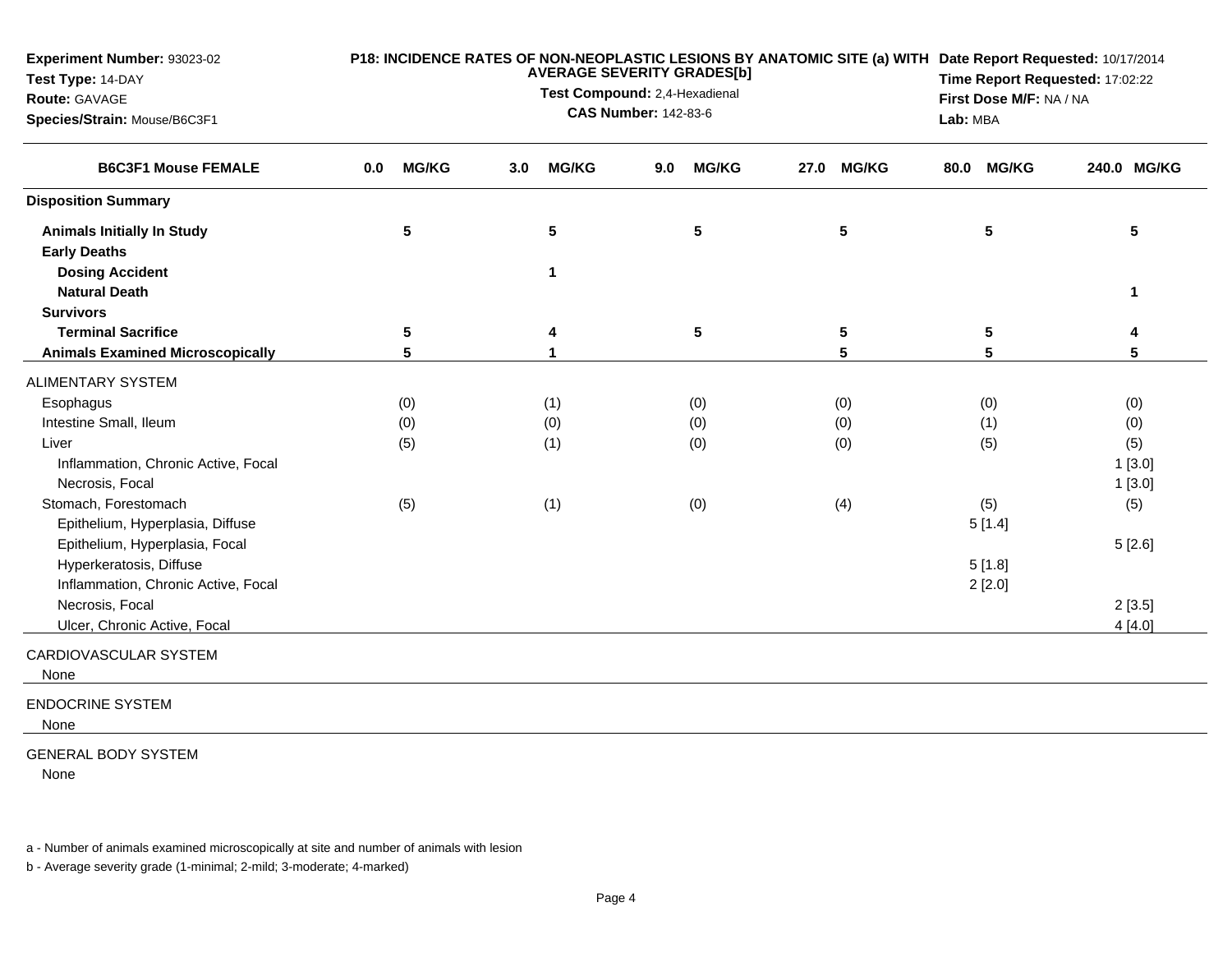**Experiment Number:** 93023-02
**Test Type:** 14-DAY
**Route:** GAVAGE
**Species/Strain:** Mouse/B6C3F1

**P18: INCIDENCE RATES OF NON-NEOPLASTIC LESIONS BY ANATOMIC SITE (a) WITH AVERAGE SEVERITY GRADES[b]**
**Test Compound:** 2,4-Hexadienal
**CAS Number:** 142-83-6

**Date Report Requested:** 10/17/2014
**Time Report Requested:** 17:02:22
**First Dose M/F:** NA / NA
**Lab:** MBA

| B6C3F1 Mouse FEMALE | 0.0 MG/KG | 3.0 MG/KG | 9.0 MG/KG | 27.0 MG/KG | 80.0 MG/KG | 240.0 MG/KG |
|---|---|---|---|---|---|---|
| **Disposition Summary** | | | | | | |
| **Animals Initially In Study** | 5 | 5 | 5 | 5 | 5 | 5 |
| **Early Deaths** | | | | | | |
| **Dosing Accident** | | 1 | | | | |
| **Natural Death** | | | | | | 1 |
| **Survivors** | | | | | | |
| **Terminal Sacrifice** | 5 | 4 | 5 | 5 | 5 | 4 |
| **Animals Examined Microscopically** | 5 | 1 | | 5 | 5 | 5 |
| ALIMENTARY SYSTEM | | | | | | |
| Esophagus | (0) | (1) | (0) | (0) | (0) | (0) |
| Intestine Small, Ileum | (0) | (0) | (0) | (0) | (1) | (0) |
| Liver | (5) | (1) | (0) | (0) | (5) | (5) |
| Inflammation, Chronic Active, Focal | | | | | | 1 [3.0] |
| Necrosis, Focal | | | | | | 1 [3.0] |
| Stomach, Forestomach | (5) | (1) | (0) | (4) | (5) | (5) |
| Epithelium, Hyperplasia, Diffuse | | | | | 5 [1.4] | |
| Epithelium, Hyperplasia, Focal | | | | | | 5 [2.6] |
| Hyperkeratosis, Diffuse | | | | | 5 [1.8] | |
| Inflammation, Chronic Active, Focal | | | | | 2 [2.0] | |
| Necrosis, Focal | | | | | | 2 [3.5] |
| Ulcer, Chronic Active, Focal | | | | | | 4 [4.0] |
| CARDIOVASCULAR SYSTEM | | | | | | |
| None | | | | | | |
| ENDOCRINE SYSTEM | | | | | | |
| None | | | | | | |
| GENERAL BODY SYSTEM | | | | | | |
| None | | | | | | |

a - Number of animals examined microscopically at site and number of animals with lesion

b - Average severity grade (1-minimal; 2-mild; 3-moderate; 4-marked)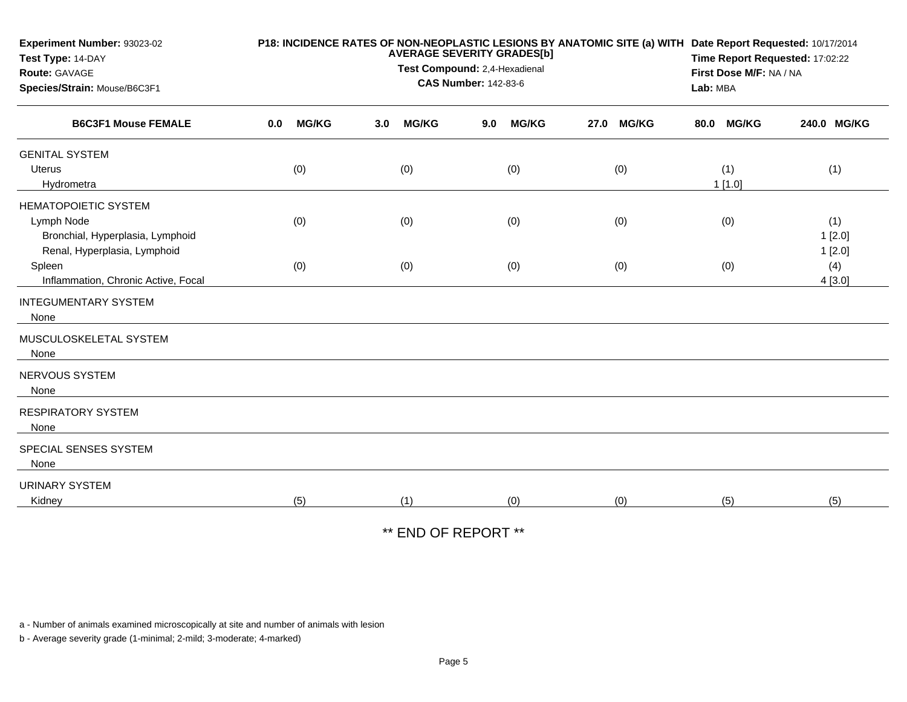**Experiment Number:** 93023-02
**Test Type:** 14-DAY
**Route:** GAVAGE
**Species/Strain:** Mouse/B6C3F1

**P18: INCIDENCE RATES OF NON-NEOPLASTIC LESIONS BY ANATOMIC SITE (a) WITH AVERAGE SEVERITY GRADES[b]**
**Test Compound:** 2,4-Hexadienal
**CAS Number:** 142-83-6

**Date Report Requested:** 10/17/2014
**Time Report Requested:** 17:02:22
**First Dose M/F:** NA / NA
**Lab:** MBA

| B6C3F1 Mouse FEMALE | 0.0 MG/KG | 3.0 MG/KG | 9.0 MG/KG | 27.0 MG/KG | 80.0 MG/KG | 240.0 MG/KG |
|---|---|---|---|---|---|---|
| GENITAL SYSTEM | | | | | | |
| Uterus | (0) | (0) | (0) | (0) | (1) | (1) |
| Hydrometra | | | | | 1 [1.0] | |
| HEMATOPOIETIC SYSTEM | | | | | | |
| Lymph Node | (0) | (0) | (0) | (0) | (0) | (1) |
| Bronchial, Hyperplasia, Lymphoid | | | | | | 1 [2.0] |
| Renal, Hyperplasia, Lymphoid | | | | | | 1 [2.0] |
| Spleen | (0) | (0) | (0) | (0) | (0) | (4) |
| Inflammation, Chronic Active, Focal | | | | | | 4 [3.0] |
| INTEGUMENTARY SYSTEM | | | | | | |
| None | | | | | | |
| MUSCULOSKELETAL SYSTEM | | | | | | |
| None | | | | | | |
| NERVOUS SYSTEM | | | | | | |
| None | | | | | | |
| RESPIRATORY SYSTEM | | | | | | |
| None | | | | | | |
| SPECIAL SENSES SYSTEM | | | | | | |
| None | | | | | | |
| URINARY SYSTEM | | | | | | |
| Kidney | (5) | (1) | (0) | (0) | (5) | (5) |

** END OF REPORT **

a - Number of animals examined microscopically at site and number of animals with lesion

b - Average severity grade (1-minimal; 2-mild; 3-moderate; 4-marked)